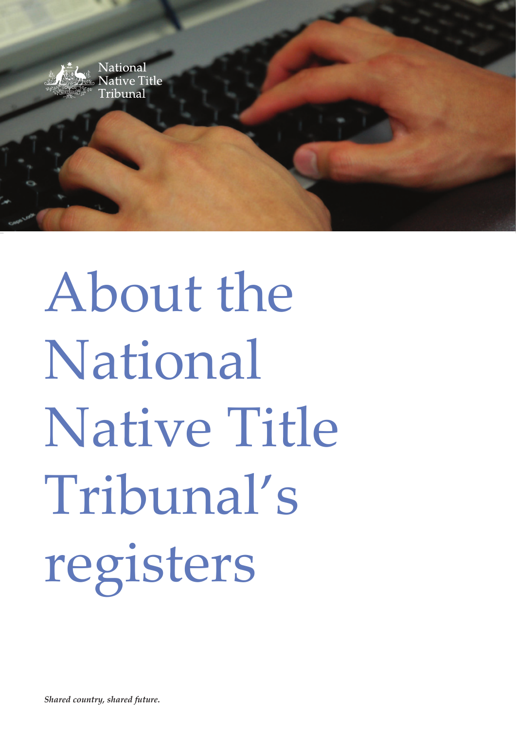National Native Title Tribunal

# About the National Native Title Tribunal's registers

*Shared country, shared future.*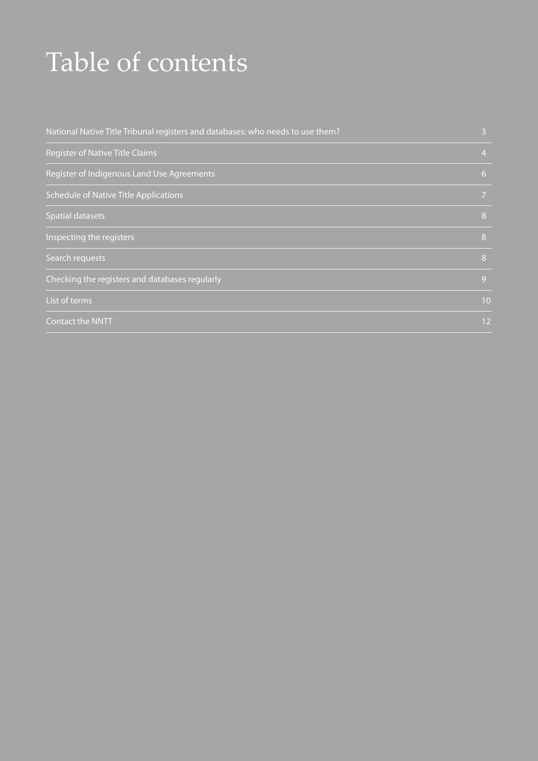# Table of contents

| | |
|---|---|
| National Native Title Tribunal registers and databases: who needs to use them? | 3 |
| Register of Native Title Claims | 4 |
| Register of Indigenous Land Use Agreements | 6 |
| Schedule of Native Title Applications | 7 |
| Spatial datasets | 8 |
| Inspecting the registers | 8 |
| Search requests | 8 |
| Checking the registers and databases regularly | 9 |
| List of terms | 10 |
| Contact the NNTT | 12 |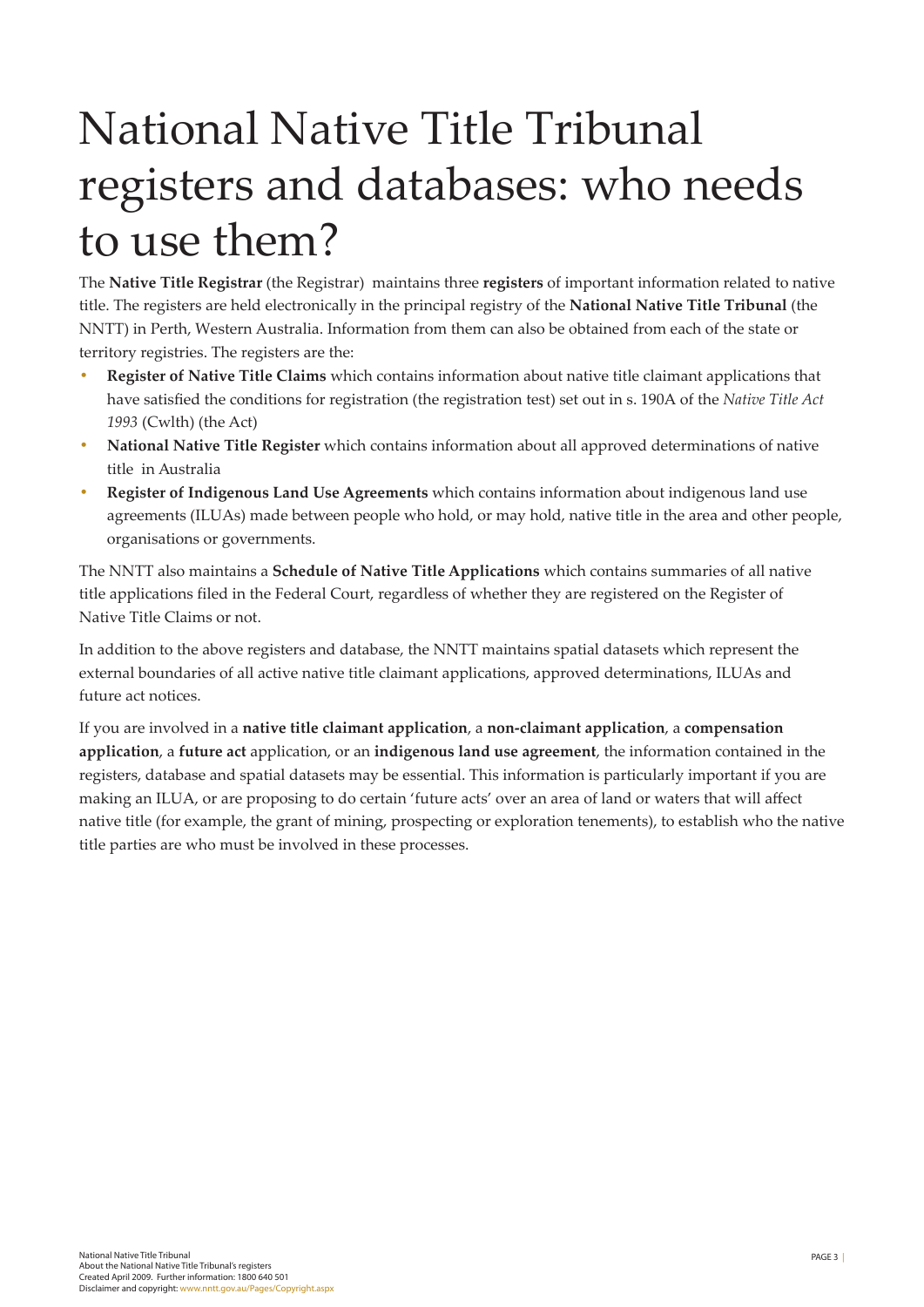# National Native Title Tribunal registers and databases: who needs to use them?

The **Native Title Registrar** (the Registrar) maintains three **registers** of important information related to native title. The registers are held electronically in the principal registry of the **National Native Title Tribunal** (the NNTT) in Perth, Western Australia. Information from them can also be obtained from each of the state or territory registries. The registers are the:

- **Register of Native Title Claims** which contains information about native title claimant applications that have satisfied the conditions for registration (the registration test) set out in s. 190A of the *Native Title Act 1993* (Cwlth) (the Act)
- **National Native Title Register** which contains information about all approved determinations of native title in Australia
- **Register of Indigenous Land Use Agreements** which contains information about indigenous land use agreements (ILUAs) made between people who hold, or may hold, native title in the area and other people, organisations or governments.

The NNTT also maintains a **Schedule of Native Title Applications** which contains summaries of all native title applications filed in the Federal Court, regardless of whether they are registered on the Register of Native Title Claims or not.

In addition to the above registers and database, the NNTT maintains spatial datasets which represent the external boundaries of all active native title claimant applications, approved determinations, ILUAs and future act notices.

If you are involved in a **native title claimant application**, a **non-claimant application**, a **compensation application**, a **future act** application, or an **indigenous land use agreement**, the information contained in the registers, database and spatial datasets may be essential. This information is particularly important if you are making an ILUA, or are proposing to do certain 'future acts' over an area of land or waters that will affect native title (for example, the grant of mining, prospecting or exploration tenements), to establish who the native title parties are who must be involved in these processes.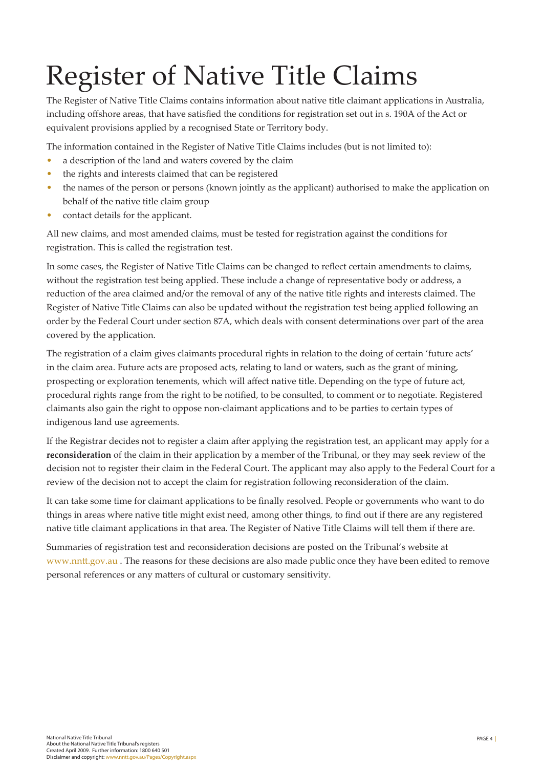# Register of Native Title Claims

The Register of Native Title Claims contains information about native title claimant applications in Australia, including offshore areas, that have satisfied the conditions for registration set out in s. 190A of the Act or equivalent provisions applied by a recognised State or Territory body.

The information contained in the Register of Native Title Claims includes (but is not limited to):

- a description of the land and waters covered by the claim
- the rights and interests claimed that can be registered
- the names of the person or persons (known jointly as the applicant) authorised to make the application on behalf of the native title claim group
- contact details for the applicant.

All new claims, and most amended claims, must be tested for registration against the conditions for registration. This is called the registration test.

In some cases, the Register of Native Title Claims can be changed to reflect certain amendments to claims, without the registration test being applied. These include a change of representative body or address, a reduction of the area claimed and/or the removal of any of the native title rights and interests claimed. The Register of Native Title Claims can also be updated without the registration test being applied following an order by the Federal Court under section 87A, which deals with consent determinations over part of the area covered by the application.

The registration of a claim gives claimants procedural rights in relation to the doing of certain 'future acts' in the claim area. Future acts are proposed acts, relating to land or waters, such as the grant of mining, prospecting or exploration tenements, which will affect native title. Depending on the type of future act, procedural rights range from the right to be notified, to be consulted, to comment or to negotiate. Registered claimants also gain the right to oppose non-claimant applications and to be parties to certain types of indigenous land use agreements.

If the Registrar decides not to register a claim after applying the registration test, an applicant may apply for a **reconsideration** of the claim in their application by a member of the Tribunal, or they may seek review of the decision not to register their claim in the Federal Court. The applicant may also apply to the Federal Court for a review of the decision not to accept the claim for registration following reconsideration of the claim.

It can take some time for claimant applications to be finally resolved. People or governments who want to do things in areas where native title might exist need, among other things, to find out if there are any registered native title claimant applications in that area. The Register of Native Title Claims will tell them if there are.

Summaries of registration test and reconsideration decisions are posted on the Tribunal's website at www.nntt.gov.au . The reasons for these decisions are also made public once they have been edited to remove personal references or any matters of cultural or customary sensitivity.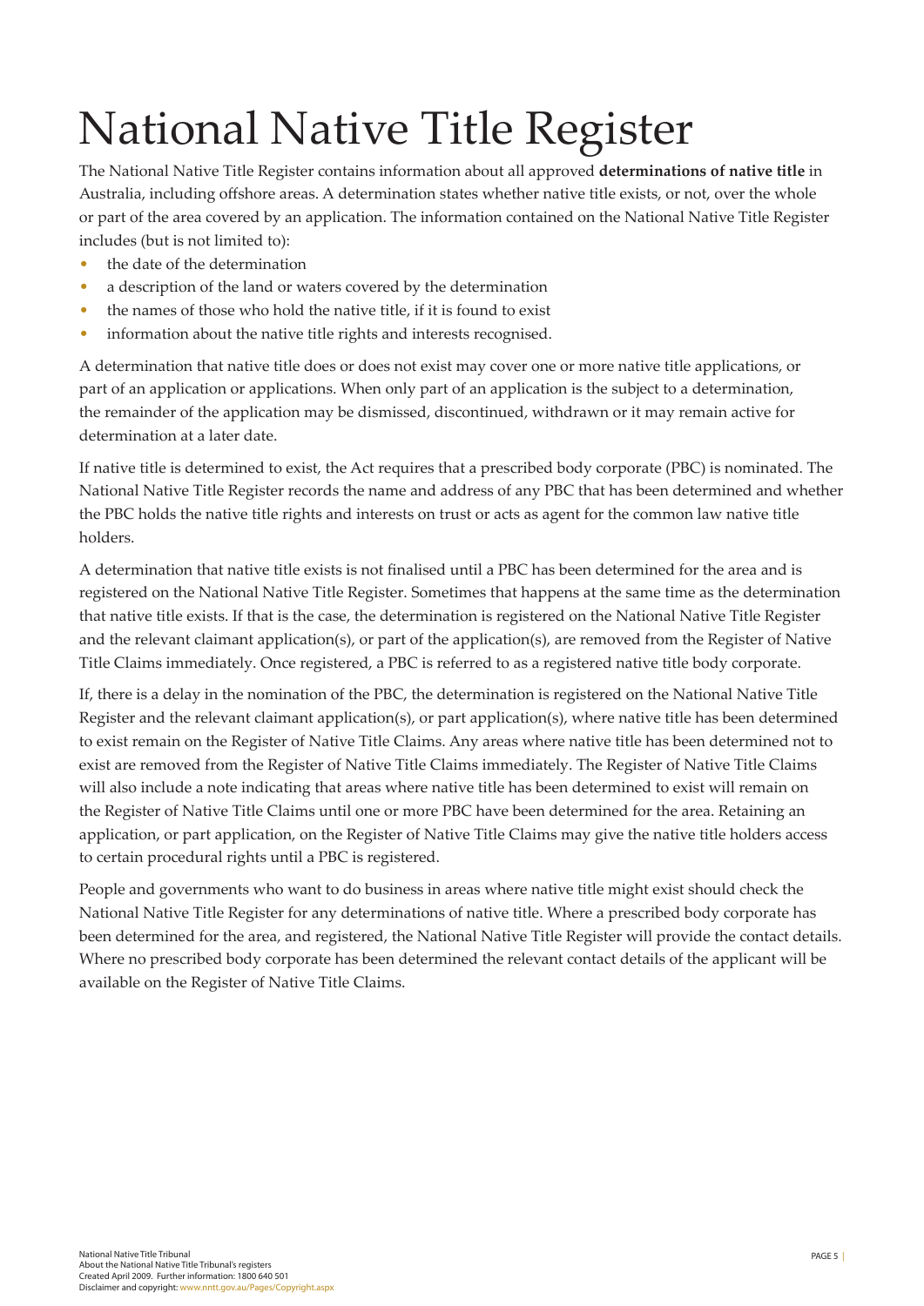# National Native Title Register

The National Native Title Register contains information about all approved **determinations of native title** in Australia, including offshore areas. A determination states whether native title exists, or not, over the whole or part of the area covered by an application. The information contained on the National Native Title Register includes (but is not limited to):

- the date of the determination
- a description of the land or waters covered by the determination
- the names of those who hold the native title, if it is found to exist
- information about the native title rights and interests recognised.

A determination that native title does or does not exist may cover one or more native title applications, or part of an application or applications. When only part of an application is the subject to a determination, the remainder of the application may be dismissed, discontinued, withdrawn or it may remain active for determination at a later date.

If native title is determined to exist, the Act requires that a prescribed body corporate (PBC) is nominated. The National Native Title Register records the name and address of any PBC that has been determined and whether the PBC holds the native title rights and interests on trust or acts as agent for the common law native title holders.

A determination that native title exists is not finalised until a PBC has been determined for the area and is registered on the National Native Title Register. Sometimes that happens at the same time as the determination that native title exists. If that is the case, the determination is registered on the National Native Title Register and the relevant claimant application(s), or part of the application(s), are removed from the Register of Native Title Claims immediately. Once registered, a PBC is referred to as a registered native title body corporate.

If, there is a delay in the nomination of the PBC, the determination is registered on the National Native Title Register and the relevant claimant application(s), or part application(s), where native title has been determined to exist remain on the Register of Native Title Claims. Any areas where native title has been determined not to exist are removed from the Register of Native Title Claims immediately. The Register of Native Title Claims will also include a note indicating that areas where native title has been determined to exist will remain on the Register of Native Title Claims until one or more PBC have been determined for the area. Retaining an application, or part application, on the Register of Native Title Claims may give the native title holders access to certain procedural rights until a PBC is registered.

People and governments who want to do business in areas where native title might exist should check the National Native Title Register for any determinations of native title. Where a prescribed body corporate has been determined for the area, and registered, the National Native Title Register will provide the contact details. Where no prescribed body corporate has been determined the relevant contact details of the applicant will be available on the Register of Native Title Claims.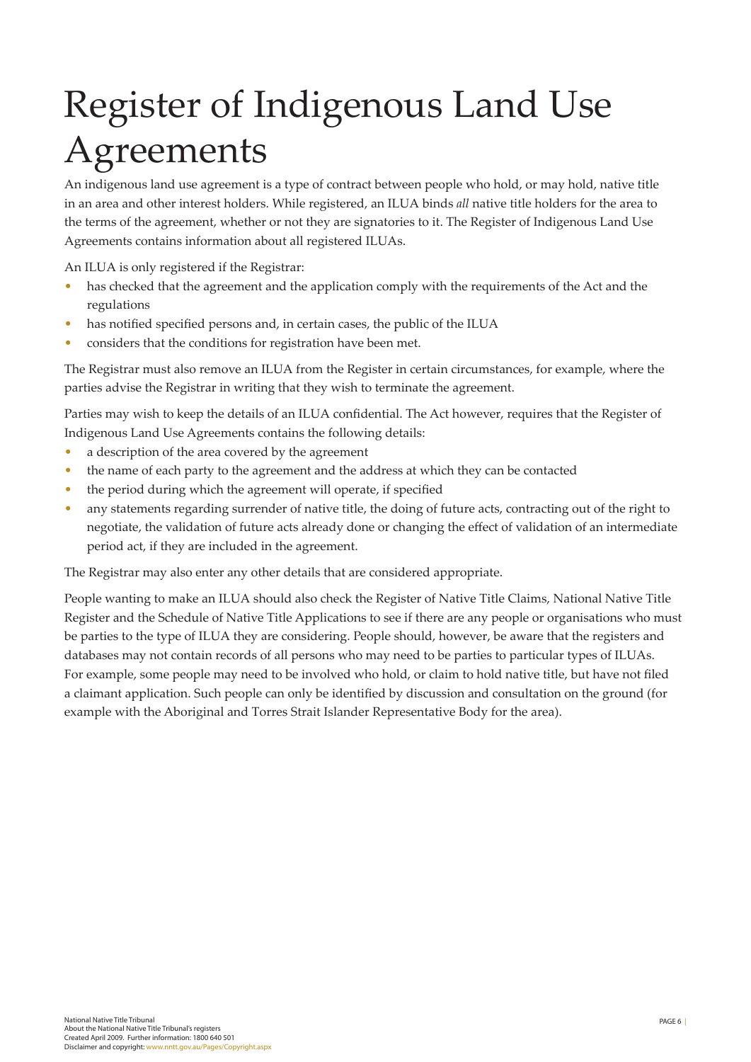# Register of Indigenous Land Use Agreements

An indigenous land use agreement is a type of contract between people who hold, or may hold, native title in an area and other interest holders. While registered, an ILUA binds *all* native title holders for the area to the terms of the agreement, whether or not they are signatories to it. The Register of Indigenous Land Use Agreements contains information about all registered ILUAs.

An ILUA is only registered if the Registrar:

- has checked that the agreement and the application comply with the requirements of the Act and the regulations
- has notified specified persons and, in certain cases, the public of the ILUA
- considers that the conditions for registration have been met.

The Registrar must also remove an ILUA from the Register in certain circumstances, for example, where the parties advise the Registrar in writing that they wish to terminate the agreement.

Parties may wish to keep the details of an ILUA confidential. The Act however, requires that the Register of Indigenous Land Use Agreements contains the following details:

- a description of the area covered by the agreement
- the name of each party to the agreement and the address at which they can be contacted
- the period during which the agreement will operate, if specified
- any statements regarding surrender of native title, the doing of future acts, contracting out of the right to negotiate, the validation of future acts already done or changing the effect of validation of an intermediate period act, if they are included in the agreement.

The Registrar may also enter any other details that are considered appropriate.

People wanting to make an ILUA should also check the Register of Native Title Claims, National Native Title Register and the Schedule of Native Title Applications to see if there are any people or organisations who must be parties to the type of ILUA they are considering. People should, however, be aware that the registers and databases may not contain records of all persons who may need to be parties to particular types of ILUAs. For example, some people may need to be involved who hold, or claim to hold native title, but have not filed a claimant application. Such people can only be identified by discussion and consultation on the ground (for example with the Aboriginal and Torres Strait Islander Representative Body for the area).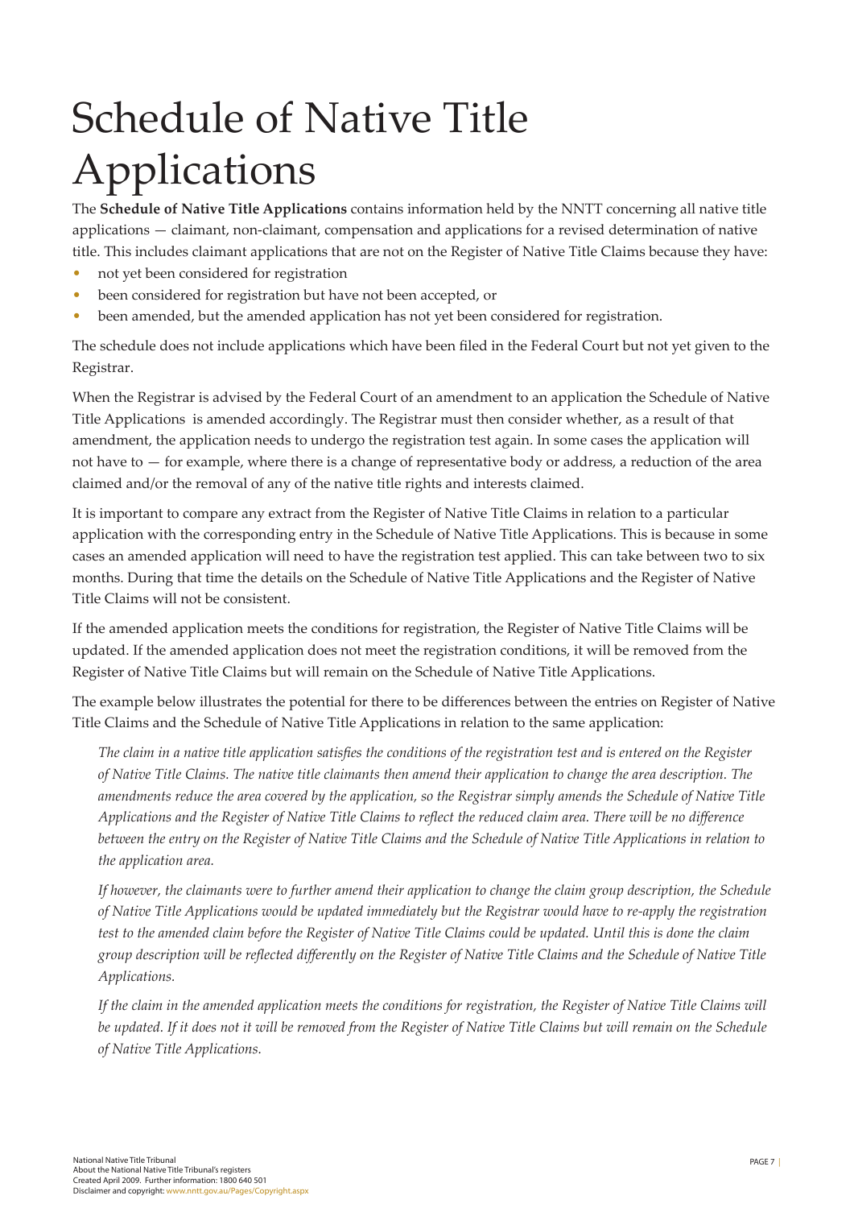# Schedule of Native Title Applications

The **Schedule of Native Title Applications** contains information held by the NNTT concerning all native title applications — claimant, non-claimant, compensation and applications for a revised determination of native title. This includes claimant applications that are not on the Register of Native Title Claims because they have:

- not yet been considered for registration
- been considered for registration but have not been accepted, or
- been amended, but the amended application has not yet been considered for registration.

The schedule does not include applications which have been filed in the Federal Court but not yet given to the Registrar.

When the Registrar is advised by the Federal Court of an amendment to an application the Schedule of Native Title Applications is amended accordingly. The Registrar must then consider whether, as a result of that amendment, the application needs to undergo the registration test again. In some cases the application will not have to — for example, where there is a change of representative body or address, a reduction of the area claimed and/or the removal of any of the native title rights and interests claimed.

It is important to compare any extract from the Register of Native Title Claims in relation to a particular application with the corresponding entry in the Schedule of Native Title Applications. This is because in some cases an amended application will need to have the registration test applied. This can take between two to six months. During that time the details on the Schedule of Native Title Applications and the Register of Native Title Claims will not be consistent.

If the amended application meets the conditions for registration, the Register of Native Title Claims will be updated. If the amended application does not meet the registration conditions, it will be removed from the Register of Native Title Claims but will remain on the Schedule of Native Title Applications.

The example below illustrates the potential for there to be differences between the entries on Register of Native Title Claims and the Schedule of Native Title Applications in relation to the same application:

> *The claim in a native title application satisfies the conditions of the registration test and is entered on the Register of Native Title Claims. The native title claimants then amend their application to change the area description. The amendments reduce the area covered by the application, so the Registrar simply amends the Schedule of Native Title Applications and the Register of Native Title Claims to reflect the reduced claim area. There will be no difference between the entry on the Register of Native Title Claims and the Schedule of Native Title Applications in relation to the application area.*
>
> *If however, the claimants were to further amend their application to change the claim group description, the Schedule of Native Title Applications would be updated immediately but the Registrar would have to re-apply the registration test to the amended claim before the Register of Native Title Claims could be updated. Until this is done the claim group description will be reflected differently on the Register of Native Title Claims and the Schedule of Native Title Applications.*
>
> *If the claim in the amended application meets the conditions for registration, the Register of Native Title Claims will be updated. If it does not it will be removed from the Register of Native Title Claims but will remain on the Schedule of Native Title Applications.*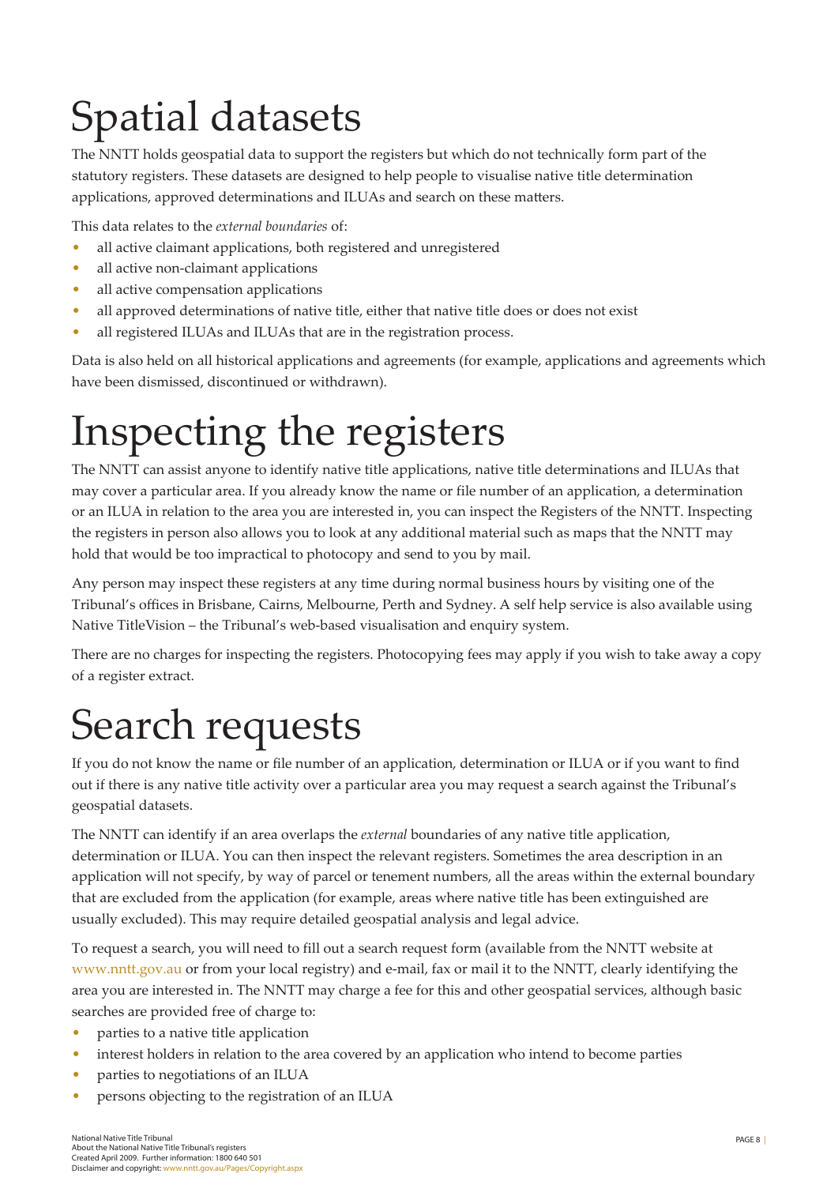# Spatial datasets

The NNTT holds geospatial data to support the registers but which do not technically form part of the statutory registers. These datasets are designed to help people to visualise native title determination applications, approved determinations and ILUAs and search on these matters.

This data relates to the *external boundaries* of:

- all active claimant applications, both registered and unregistered
- all active non-claimant applications
- all active compensation applications
- all approved determinations of native title, either that native title does or does not exist
- all registered ILUAs and ILUAs that are in the registration process.

Data is also held on all historical applications and agreements (for example, applications and agreements which have been dismissed, discontinued or withdrawn).

# Inspecting the registers

The NNTT can assist anyone to identify native title applications, native title determinations and ILUAs that may cover a particular area. If you already know the name or file number of an application, a determination or an ILUA in relation to the area you are interested in, you can inspect the Registers of the NNTT. Inspecting the registers in person also allows you to look at any additional material such as maps that the NNTT may hold that would be too impractical to photocopy and send to you by mail.

Any person may inspect these registers at any time during normal business hours by visiting one of the Tribunal's offices in Brisbane, Cairns, Melbourne, Perth and Sydney. A self help service is also available using Native TitleVision – the Tribunal's web-based visualisation and enquiry system.

There are no charges for inspecting the registers. Photocopying fees may apply if you wish to take away a copy of a register extract.

# Search requests

If you do not know the name or file number of an application, determination or ILUA or if you want to find out if there is any native title activity over a particular area you may request a search against the Tribunal's geospatial datasets.

The NNTT can identify if an area overlaps the *external* boundaries of any native title application, determination or ILUA. You can then inspect the relevant registers. Sometimes the area description in an application will not specify, by way of parcel or tenement numbers, all the areas within the external boundary that are excluded from the application (for example, areas where native title has been extinguished are usually excluded). This may require detailed geospatial analysis and legal advice.

To request a search, you will need to fill out a search request form (available from the NNTT website at www.nntt.gov.au or from your local registry) and e-mail, fax or mail it to the NNTT, clearly identifying the area you are interested in. The NNTT may charge a fee for this and other geospatial services, although basic searches are provided free of charge to:

- parties to a native title application
- interest holders in relation to the area covered by an application who intend to become parties
- parties to negotiations of an ILUA
- persons objecting to the registration of an ILUA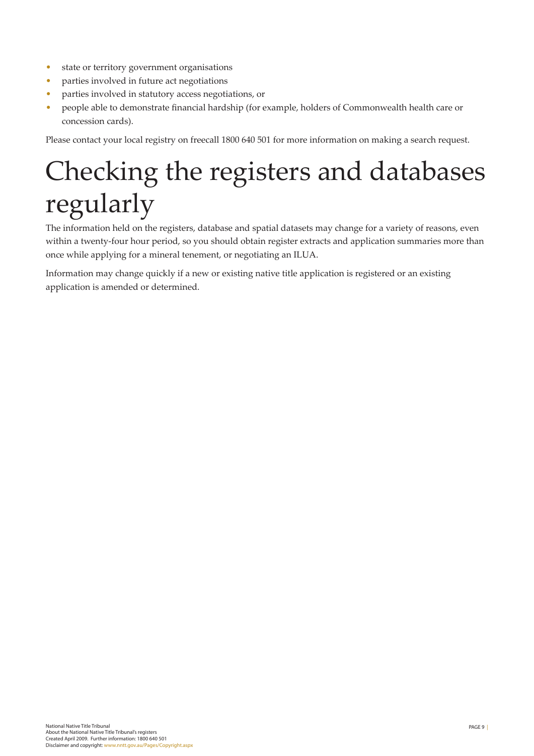- state or territory government organisations
- parties involved in future act negotiations
- parties involved in statutory access negotiations, or
- people able to demonstrate financial hardship (for example, holders of Commonwealth health care or concession cards).

Please contact your local registry on freecall 1800 640 501 for more information on making a search request.

# Checking the registers and databases regularly

The information held on the registers, database and spatial datasets may change for a variety of reasons, even within a twenty-four hour period, so you should obtain register extracts and application summaries more than once while applying for a mineral tenement, or negotiating an ILUA.

Information may change quickly if a new or existing native title application is registered or an existing application is amended or determined.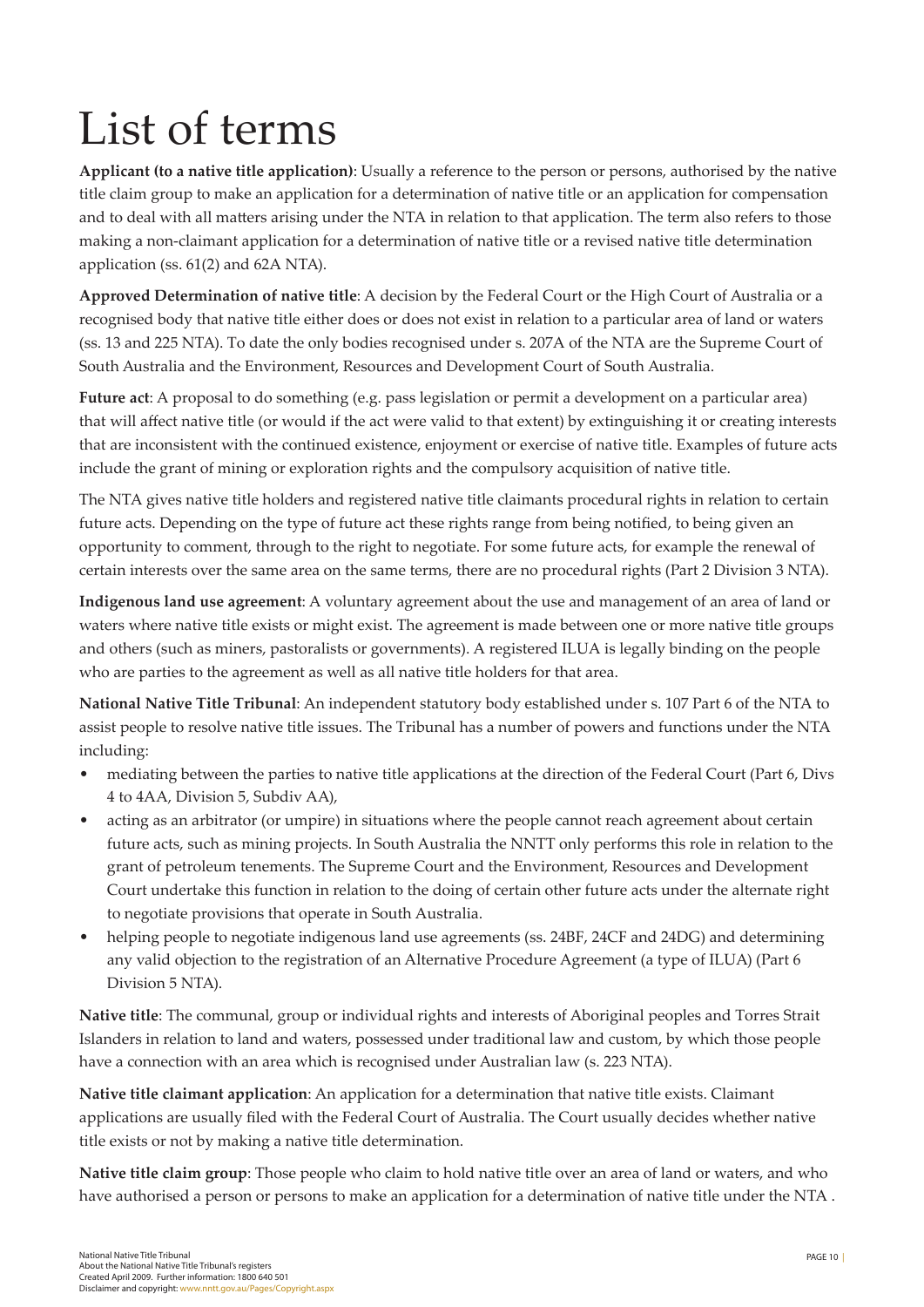# List of terms

**Applicant (to a native title application)**: Usually a reference to the person or persons, authorised by the native title claim group to make an application for a determination of native title or an application for compensation and to deal with all matters arising under the NTA in relation to that application. The term also refers to those making a non-claimant application for a determination of native title or a revised native title determination application (ss. 61(2) and 62A NTA).

**Approved Determination of native title**: A decision by the Federal Court or the High Court of Australia or a recognised body that native title either does or does not exist in relation to a particular area of land or waters (ss. 13 and 225 NTA). To date the only bodies recognised under s. 207A of the NTA are the Supreme Court of South Australia and the Environment, Resources and Development Court of South Australia.

**Future act**: A proposal to do something (e.g. pass legislation or permit a development on a particular area) that will affect native title (or would if the act were valid to that extent) by extinguishing it or creating interests that are inconsistent with the continued existence, enjoyment or exercise of native title. Examples of future acts include the grant of mining or exploration rights and the compulsory acquisition of native title.

The NTA gives native title holders and registered native title claimants procedural rights in relation to certain future acts. Depending on the type of future act these rights range from being notified, to being given an opportunity to comment, through to the right to negotiate. For some future acts, for example the renewal of certain interests over the same area on the same terms, there are no procedural rights (Part 2 Division 3 NTA).

**Indigenous land use agreement**: A voluntary agreement about the use and management of an area of land or waters where native title exists or might exist. The agreement is made between one or more native title groups and others (such as miners, pastoralists or governments). A registered ILUA is legally binding on the people who are parties to the agreement as well as all native title holders for that area.

**National Native Title Tribunal**: An independent statutory body established under s. 107 Part 6 of the NTA to assist people to resolve native title issues. The Tribunal has a number of powers and functions under the NTA including:

- mediating between the parties to native title applications at the direction of the Federal Court (Part 6, Divs 4 to 4AA, Division 5, Subdiv AA),
- acting as an arbitrator (or umpire) in situations where the people cannot reach agreement about certain future acts, such as mining projects. In South Australia the NNTT only performs this role in relation to the grant of petroleum tenements. The Supreme Court and the Environment, Resources and Development Court undertake this function in relation to the doing of certain other future acts under the alternate right to negotiate provisions that operate in South Australia.
- helping people to negotiate indigenous land use agreements (ss. 24BF, 24CF and 24DG) and determining any valid objection to the registration of an Alternative Procedure Agreement (a type of ILUA) (Part 6 Division 5 NTA).

**Native title**: The communal, group or individual rights and interests of Aboriginal peoples and Torres Strait Islanders in relation to land and waters, possessed under traditional law and custom, by which those people have a connection with an area which is recognised under Australian law (s. 223 NTA).

**Native title claimant application**: An application for a determination that native title exists. Claimant applications are usually filed with the Federal Court of Australia. The Court usually decides whether native title exists or not by making a native title determination.

**Native title claim group**: Those people who claim to hold native title over an area of land or waters, and who have authorised a person or persons to make an application for a determination of native title under the NTA .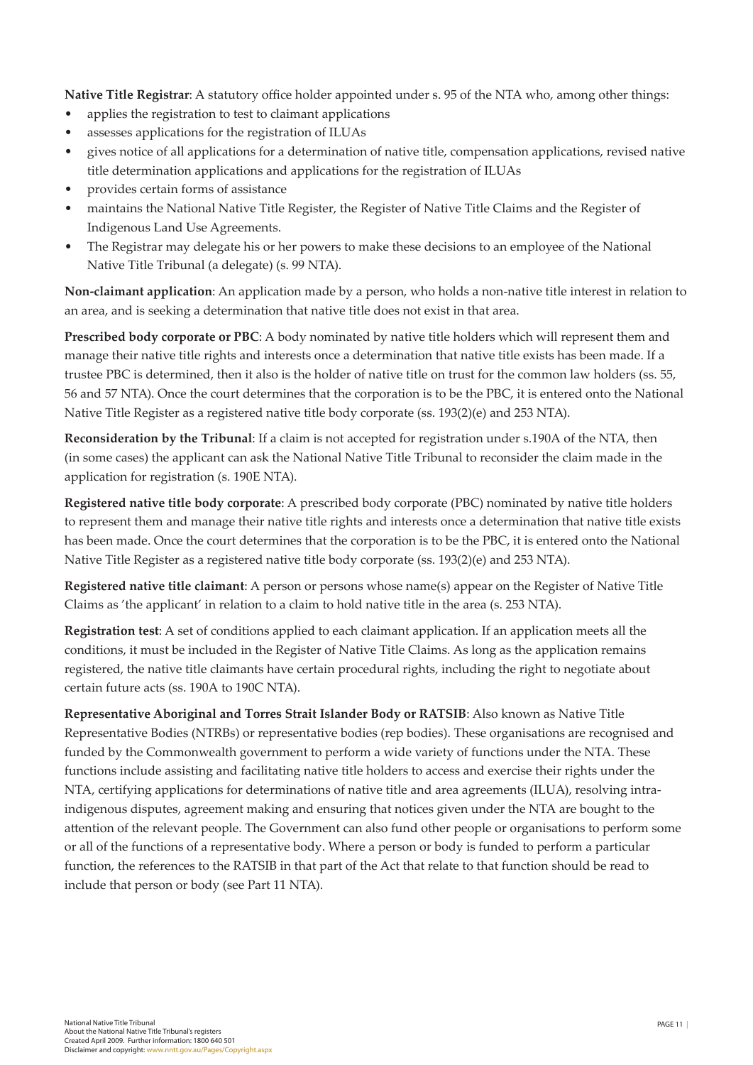**Native Title Registrar**: A statutory office holder appointed under s. 95 of the NTA who, among other things:

- applies the registration to test to claimant applications
- assesses applications for the registration of ILUAs
- gives notice of all applications for a determination of native title, compensation applications, revised native title determination applications and applications for the registration of ILUAs
- provides certain forms of assistance
- maintains the National Native Title Register, the Register of Native Title Claims and the Register of Indigenous Land Use Agreements.
- The Registrar may delegate his or her powers to make these decisions to an employee of the National Native Title Tribunal (a delegate) (s. 99 NTA).

**Non-claimant application**: An application made by a person, who holds a non-native title interest in relation to an area, and is seeking a determination that native title does not exist in that area.

**Prescribed body corporate or PBC**: A body nominated by native title holders which will represent them and manage their native title rights and interests once a determination that native title exists has been made. If a trustee PBC is determined, then it also is the holder of native title on trust for the common law holders (ss. 55, 56 and 57 NTA). Once the court determines that the corporation is to be the PBC, it is entered onto the National Native Title Register as a registered native title body corporate (ss. 193(2)(e) and 253 NTA).

**Reconsideration by the Tribunal**: If a claim is not accepted for registration under s.190A of the NTA, then (in some cases) the applicant can ask the National Native Title Tribunal to reconsider the claim made in the application for registration (s. 190E NTA).

**Registered native title body corporate**: A prescribed body corporate (PBC) nominated by native title holders to represent them and manage their native title rights and interests once a determination that native title exists has been made. Once the court determines that the corporation is to be the PBC, it is entered onto the National Native Title Register as a registered native title body corporate (ss. 193(2)(e) and 253 NTA).

**Registered native title claimant**: A person or persons whose name(s) appear on the Register of Native Title Claims as 'the applicant' in relation to a claim to hold native title in the area (s. 253 NTA).

**Registration test**: A set of conditions applied to each claimant application. If an application meets all the conditions, it must be included in the Register of Native Title Claims. As long as the application remains registered, the native title claimants have certain procedural rights, including the right to negotiate about certain future acts (ss. 190A to 190C NTA).

**Representative Aboriginal and Torres Strait Islander Body or RATSIB**: Also known as Native Title Representative Bodies (NTRBs) or representative bodies (rep bodies). These organisations are recognised and funded by the Commonwealth government to perform a wide variety of functions under the NTA. These functions include assisting and facilitating native title holders to access and exercise their rights under the NTA, certifying applications for determinations of native title and area agreements (ILUA), resolving intra-indigenous disputes, agreement making and ensuring that notices given under the NTA are bought to the attention of the relevant people. The Government can also fund other people or organisations to perform some or all of the functions of a representative body. Where a person or body is funded to perform a particular function, the references to the RATSIB in that part of the Act that relate to that function should be read to include that person or body (see Part 11 NTA).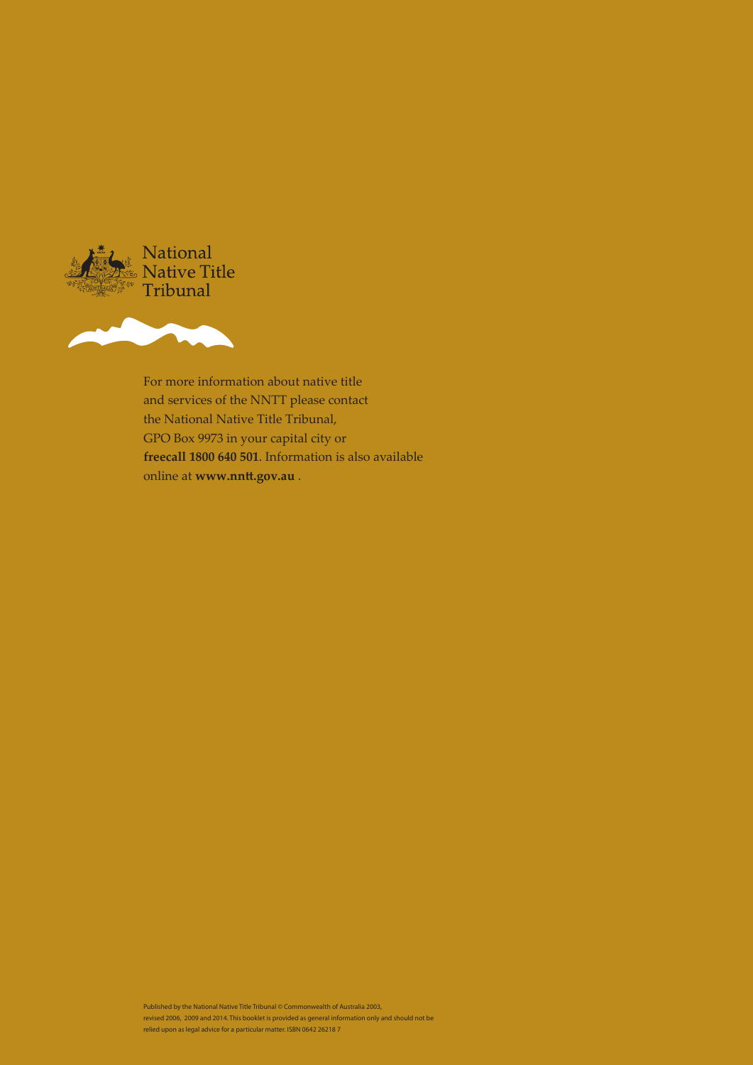National
Native Title
Tribunal

For more information about native title and services of the NNTT please contact the National Native Title Tribunal, GPO Box 9973 in your capital city or **freecall 1800 640 501**. Information is also available online at **www.nntt.gov.au** .

Published by the National Native Title Tribunal © Commonwealth of Australia 2003, revised 2006, 2009 and 2014. This booklet is provided as general information only and should not be relied upon as legal advice for a particular matter. ISBN 0642 26218 7